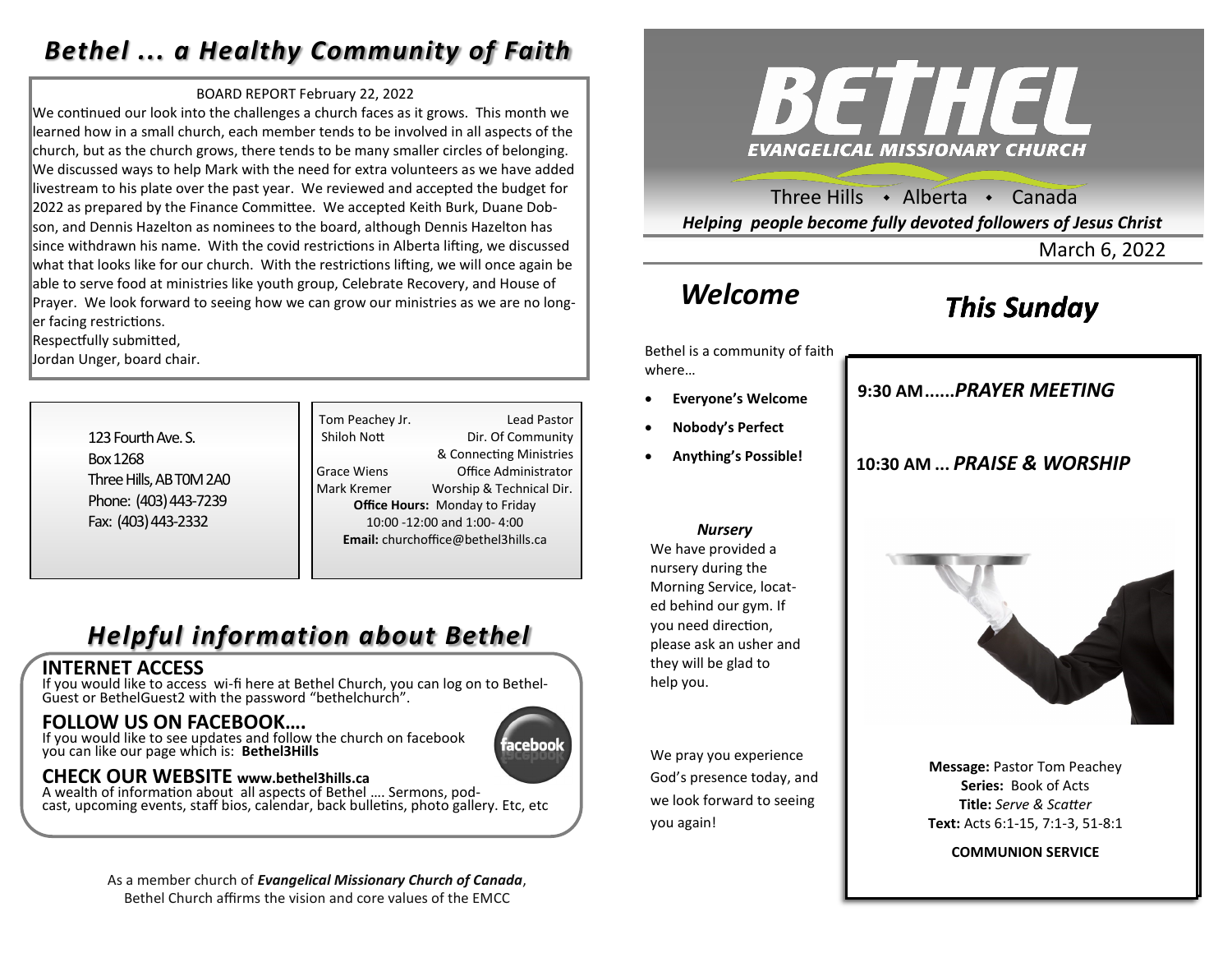# *Bethel ... a Healthy Community of Faith*

BOARD REPORT February 22, 2022

We continued our look into the challenges a church faces as it grows. This month we learned how in a small church, each member tends to be involved in all aspects of the church, but as the church grows, there tends to be many smaller circles of belonging. We discussed ways to help Mark with the need for extra volunteers as we have added livestream to his plate over the past year. We reviewed and accepted the budget for 2022 as prepared by the Finance Committee. We accepted Keith Burk, Duane Dobson, and Dennis Hazelton as nominees to the board, although Dennis Hazelton has since withdrawn his name. With the covid restrictions in Alberta lifting, we discussed what that looks like for our church. With the restrictions lifting, we will once again be able to serve food at ministries like youth group, Celebrate Recovery, and House of Prayer. We look forward to seeing how we can grow our ministries as we are no longer facing restrictions.

Respectfully submitted,
Jordan Unger, board chair.

123 Fourth Ave. S.
Box 1268
Three Hills, AB T0M 2A0
Phone: (403) 443-7239
Fax: (403) 443-2332

| | |
|---|---|
| Tom Peachey Jr. | Lead Pastor |
| Shiloh Nott | Dir. Of Community & Connecting Ministries |
| Grace Wiens | Office Administrator |
| Mark Kremer | Worship & Technical Dir. |

**Office Hours:** Monday to Friday
10:00 -12:00 and 1:00- 4:00
**Email:** churchoffice@bethel3hills.ca

# *Helpful information about Bethel*

## INTERNET ACCESS

If you would like to access wi-fi here at Bethel Church, you can log on to BethelGuest or BethelGuest2 with the password "bethelchurch".

## FOLLOW US ON FACEBOOK....

If you would like to see updates and follow the church on facebook you can like our page which is: **Bethel3Hills**

## CHECK OUR WEBSITE www.bethel3hills.ca

A wealth of information about all aspects of Bethel .... Sermons, podcast, upcoming events, staff bios, calendar, back bulletins, photo gallery. Etc, etc

As a member church of ***Evangelical Missionary Church of Canada***, Bethel Church affirms the vision and core values of the EMCC

# BETHEL
**EVANGELICAL MISSIONARY CHURCH**

Three Hills • Alberta • Canada

***Helping people become fully devoted followers of Jesus Christ***

March 6, 2022

# *Welcome*

Bethel is a community of faith where…

- **Everyone's Welcome**
- **Nobody's Perfect**
- **Anything's Possible!**

***Nursery***

We have provided a nursery during the Morning Service, located behind our gym. If you need direction, please ask an usher and they will be glad to help you.

We pray you experience God's presence today, and we look forward to seeing you again!

# *This Sunday*

**9:30 AM......*PRAYER MEETING***

**10:30 AM ... *PRAISE & WORSHIP***

**Message:** Pastor Tom Peachey
**Series:** Book of Acts
**Title:** *Serve & Scatter*
**Text:** Acts 6:1-15, 7:1-3, 51-8:1

**COMMUNION SERVICE**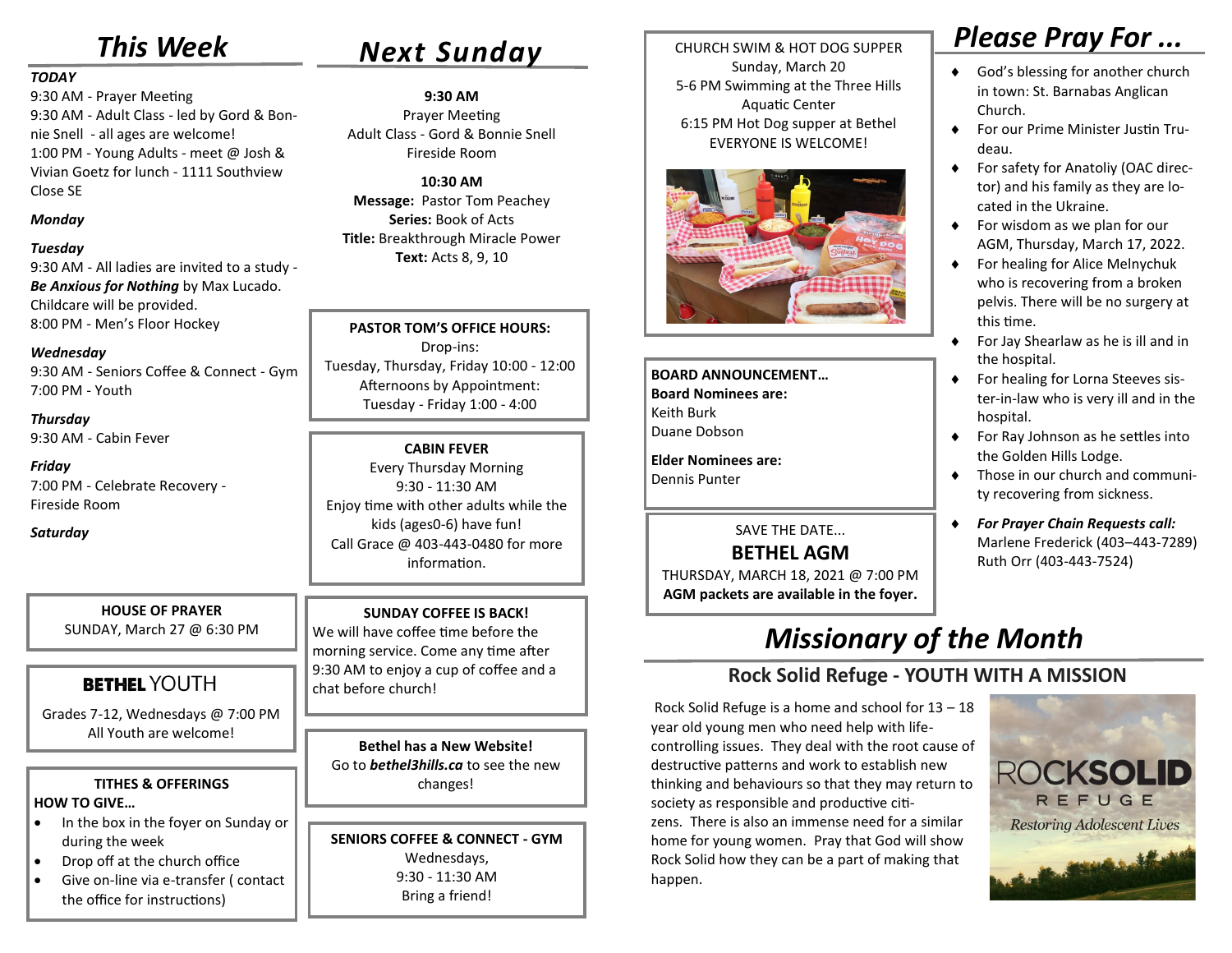# This Week

***TODAY***

9:30 AM - Prayer Meeting

9:30 AM - Adult Class - led by Gord & Bonnie Snell - all ages are welcome!

1:00 PM - Young Adults - meet @ Josh & Vivian Goetz for lunch - 1111 Southview Close SE

***Monday***

***Tuesday***

9:30 AM - All ladies are invited to a study - ***Be Anxious for Nothing*** by Max Lucado. Childcare will be provided.

8:00 PM - Men's Floor Hockey

***Wednesday***

9:30 AM - Seniors Coffee & Connect - Gym

7:00 PM - Youth

***Thursday***

9:30 AM - Cabin Fever

***Friday***

7:00 PM - Celebrate Recovery - Fireside Room

***Saturday***

**HOUSE OF PRAYER**

SUNDAY, March 27 @ 6:30 PM

**BETHEL** YOUTH

Grades 7-12, Wednesdays @ 7:00 PM

All Youth are welcome!

**TITHES & OFFERINGS**

**HOW TO GIVE…**

- In the box in the foyer on Sunday or during the week
- Drop off at the church office
- Give on-line via e-transfer ( contact the office for instructions)

# Next Sunday

**9:30 AM**

Prayer Meeting

Adult Class - Gord & Bonnie Snell

Fireside Room

**10:30 AM**

**Message:** Pastor Tom Peachey

**Series:** Book of Acts

**Title:** Breakthrough Miracle Power

**Text:** Acts 8, 9, 10

**PASTOR TOM'S OFFICE HOURS:**

Drop-ins:

Tuesday, Thursday, Friday 10:00 - 12:00

Afternoons by Appointment:

Tuesday - Friday 1:00 - 4:00

**CABIN FEVER**

Every Thursday Morning

9:30 - 11:30 AM

Enjoy time with other adults while the kids (ages0-6) have fun!

Call Grace @ 403-443-0480 for more information.

**SUNDAY COFFEE IS BACK!**

We will have coffee time before the morning service. Come any time after 9:30 AM to enjoy a cup of coffee and a chat before church!

**Bethel has a New Website!**

Go to ***bethel3hills.ca*** to see the new changes!

**SENIORS COFFEE & CONNECT - GYM**

Wednesdays,

9:30 - 11:30 AM

Bring a friend!

CHURCH SWIM & HOT DOG SUPPER

Sunday, March 20

5-6 PM Swimming at the Three Hills Aquatic Center

6:15 PM Hot Dog supper at Bethel

EVERYONE IS WELCOME!

**BOARD ANNOUNCEMENT…**

**Board Nominees are:**

Keith Burk

Duane Dobson

**Elder Nominees are:**

Dennis Punter

SAVE THE DATE...

**BETHEL AGM**

THURSDAY, MARCH 18, 2021 @ 7:00 PM

**AGM packets are available in the foyer.**

# *Please Pray For ...*

- God's blessing for another church in town: St. Barnabas Anglican Church.
- For our Prime Minister Justin Trudeau.
- For safety for Anatoliy (OAC director) and his family as they are located in the Ukraine.
- For wisdom as we plan for our AGM, Thursday, March 17, 2022.
- For healing for Alice Melnychuk who is recovering from a broken pelvis. There will be no surgery at this time.
- For Jay Shearlaw as he is ill and in the hospital.
- For healing for Lorna Steeves sister-in-law who is very ill and in the hospital.
- For Ray Johnson as he settles into the Golden Hills Lodge.
- Those in our church and community recovering from sickness.
- ***For Prayer Chain Requests call:*** Marlene Frederick (403–443-7289) Ruth Orr (403-443-7524)

# *Missionary of the Month*

## Rock Solid Refuge - YOUTH WITH A MISSION

Rock Solid Refuge is a home and school for 13 – 18 year old young men who need help with life-controlling issues. They deal with the root cause of destructive patterns and work to establish new thinking and behaviours so that they may return to society as responsible and productive citizens. There is also an immense need for a similar home for young women. Pray that God will show Rock Solid how they can be a part of making that happen.

ROCKSOLID REFUGE *Restoring Adolescent Lives*